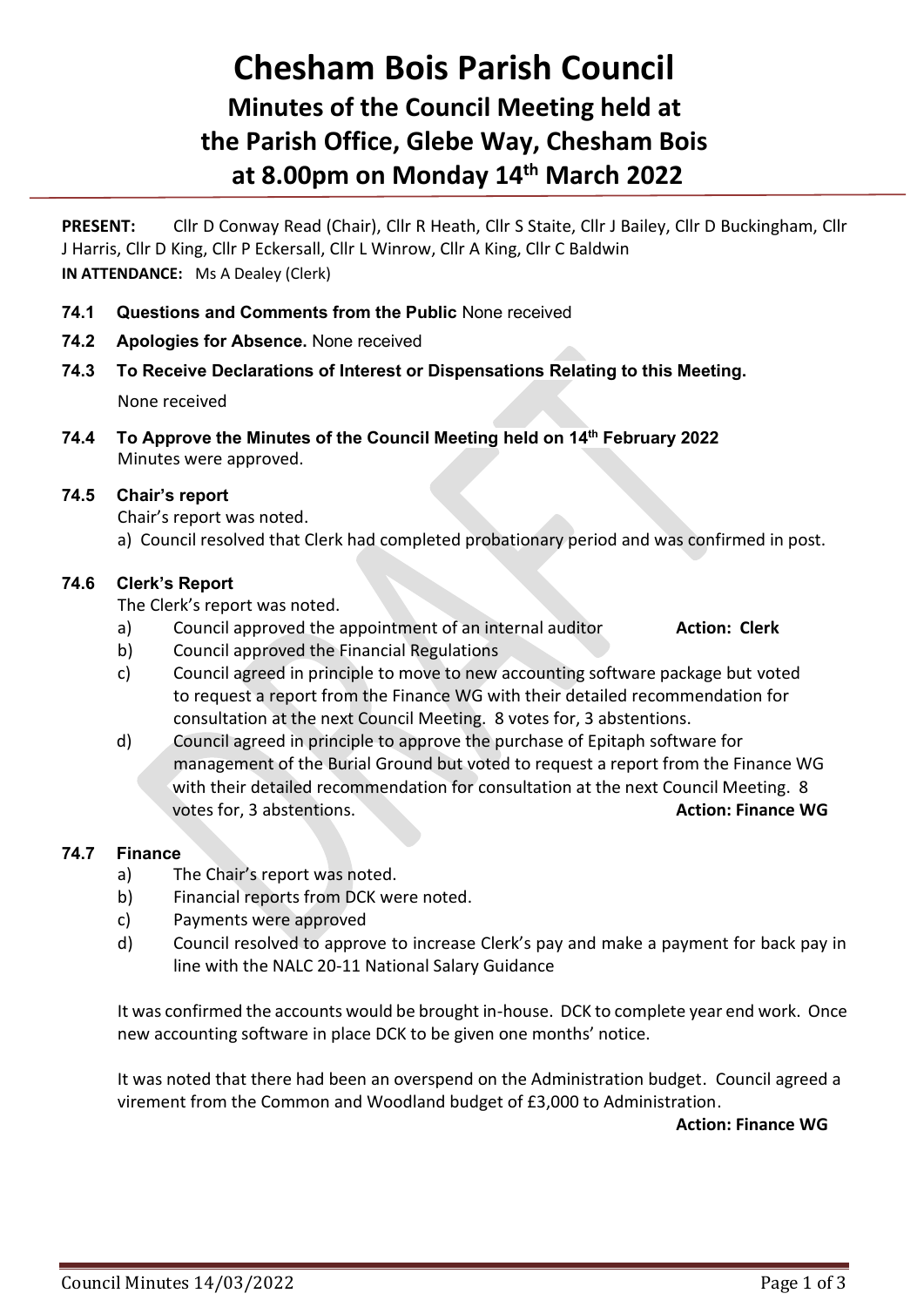# Chesham Bois Parish Council

## Minutes of the Council Meeting held at the Parish Office, Glebe Way, Chesham Bois at 8.00pm on Monday 14th March 2022

**PRESENT:** Cllr D Conway Read (Chair), Cllr R Heath, Cllr S Staite, Cllr J Bailey, Cllr D Buckingham, Cllr J Harris, Cllr D King, Cllr P Eckersall, Cllr L Winrow, Cllr A King, Cllr C Baldwin

**IN ATTENDANCE:** Ms A Dealey (Clerk)

**74.1 Questions and Comments from the Public** None received

**74.2 Apologies for Absence.** None received

**74.3 To Receive Declarations of Interest or Dispensations Relating to this Meeting.**

None received

**74.4 To Approve the Minutes of the Council Meeting held on 14th February 2022**

Minutes were approved.

**74.5 Chair's report**

Chair's report was noted.

a) Council resolved that Clerk had completed probationary period and was confirmed in post.

**74.6 Clerk's Report**

The Clerk's report was noted.

a) Council approved the appointment of an internal auditor **Action: Clerk**

b) Council approved the Financial Regulations

c) Council agreed in principle to move to new accounting software package but voted to request a report from the Finance WG with their detailed recommendation for consultation at the next Council Meeting. 8 votes for, 3 abstentions.

d) Council agreed in principle to approve the purchase of Epitaph software for management of the Burial Ground but voted to request a report from the Finance WG with their detailed recommendation for consultation at the next Council Meeting. 8 votes for, 3 abstentions. **Action: Finance WG**

**74.7 Finance**

a) The Chair's report was noted.

b) Financial reports from DCK were noted.

c) Payments were approved

d) Council resolved to approve to increase Clerk's pay and make a payment for back pay in line with the NALC 20-11 National Salary Guidance

It was confirmed the accounts would be brought in-house. DCK to complete year end work. Once new accounting software in place DCK to be given one months' notice.

It was noted that there had been an overspend on the Administration budget. Council agreed a virement from the Common and Woodland budget of £3,000 to Administration.

**Action: Finance WG**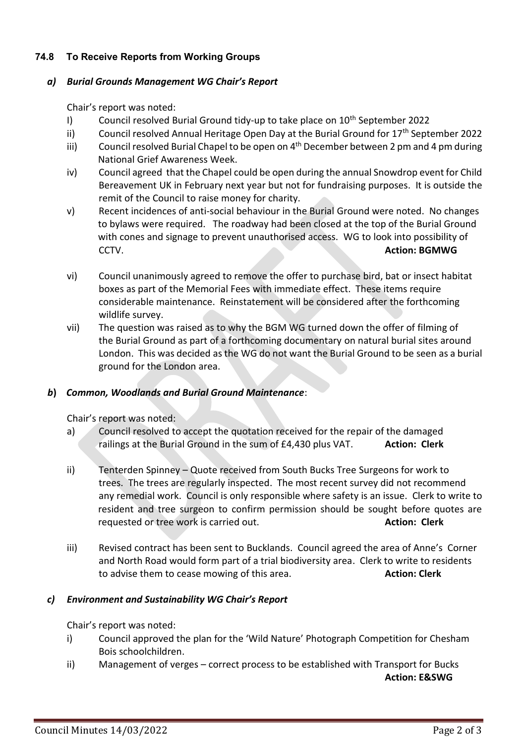### 74.8 To Receive Reports from Working Groups

#### *a) Burial Grounds Management WG Chair's Report*

Chair's report was noted:

I) Council resolved Burial Ground tidy-up to take place on 10th September 2022

ii) Council resolved Annual Heritage Open Day at the Burial Ground for 17th September 2022

iii) Council resolved Burial Chapel to be open on 4th December between 2 pm and 4 pm during National Grief Awareness Week.

iv) Council agreed that the Chapel could be open during the annual Snowdrop event for Child Bereavement UK in February next year but not for fundraising purposes. It is outside the remit of the Council to raise money for charity.

v) Recent incidences of anti-social behaviour in the Burial Ground were noted. No changes to bylaws were required. The roadway had been closed at the top of the Burial Ground with cones and signage to prevent unauthorised access. WG to look into possibility of CCTV. **Action: BGMWG**

vi) Council unanimously agreed to remove the offer to purchase bird, bat or insect habitat boxes as part of the Memorial Fees with immediate effect. These items require considerable maintenance. Reinstatement will be considered after the forthcoming wildlife survey.

vii) The question was raised as to why the BGM WG turned down the offer of filming of the Burial Ground as part of a forthcoming documentary on natural burial sites around London. This was decided as the WG do not want the Burial Ground to be seen as a burial ground for the London area.

#### ***b*) *Common, Woodlands and Burial Ground Maintenance*:**

Chair's report was noted:

a) Council resolved to accept the quotation received for the repair of the damaged railings at the Burial Ground in the sum of £4,430 plus VAT. **Action: Clerk**

ii) Tenterden Spinney – Quote received from South Bucks Tree Surgeons for work to trees. The trees are regularly inspected. The most recent survey did not recommend any remedial work. Council is only responsible where safety is an issue. Clerk to write to resident and tree surgeon to confirm permission should be sought before quotes are requested or tree work is carried out. **Action: Clerk**

iii) Revised contract has been sent to Bucklands. Council agreed the area of Anne's Corner and North Road would form part of a trial biodiversity area. Clerk to write to residents to advise them to cease mowing of this area. **Action: Clerk**

#### *c) Environment and Sustainability WG Chair's Report*

Chair's report was noted:

i) Council approved the plan for the 'Wild Nature' Photograph Competition for Chesham Bois schoolchildren.

ii) Management of verges – correct process to be established with Transport for Bucks **Action: E&SWG**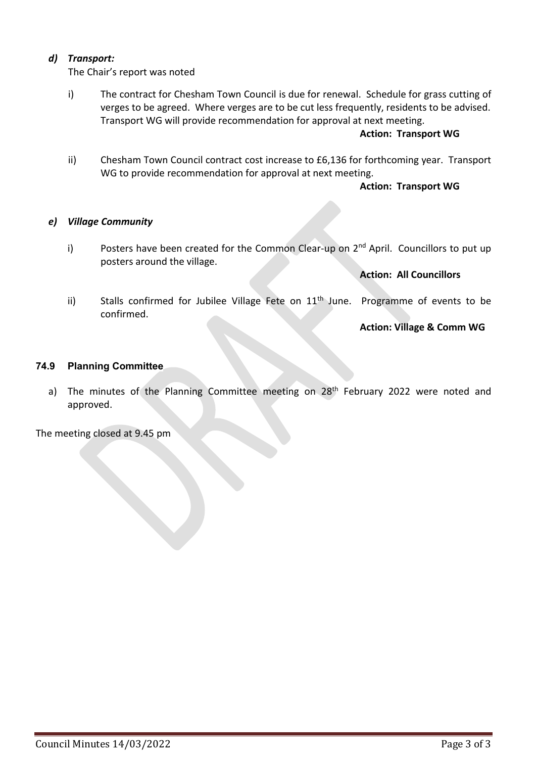***d) Transport:***

The Chair's report was noted

i) The contract for Chesham Town Council is due for renewal. Schedule for grass cutting of verges to be agreed. Where verges are to be cut less frequently, residents to be advised. Transport WG will provide recommendation for approval at next meeting.

**Action: Transport WG**

ii) Chesham Town Council contract cost increase to £6,136 for forthcoming year. Transport WG to provide recommendation for approval at next meeting.

**Action: Transport WG**

***e) Village Community***

i) Posters have been created for the Common Clear-up on 2nd April. Councillors to put up posters around the village.

**Action: All Councillors**

ii) Stalls confirmed for Jubilee Village Fete on 11th June. Programme of events to be confirmed.

**Action: Village & Comm WG**

### 74.9 Planning Committee

a) The minutes of the Planning Committee meeting on 28th February 2022 were noted and approved.

The meeting closed at 9.45 pm